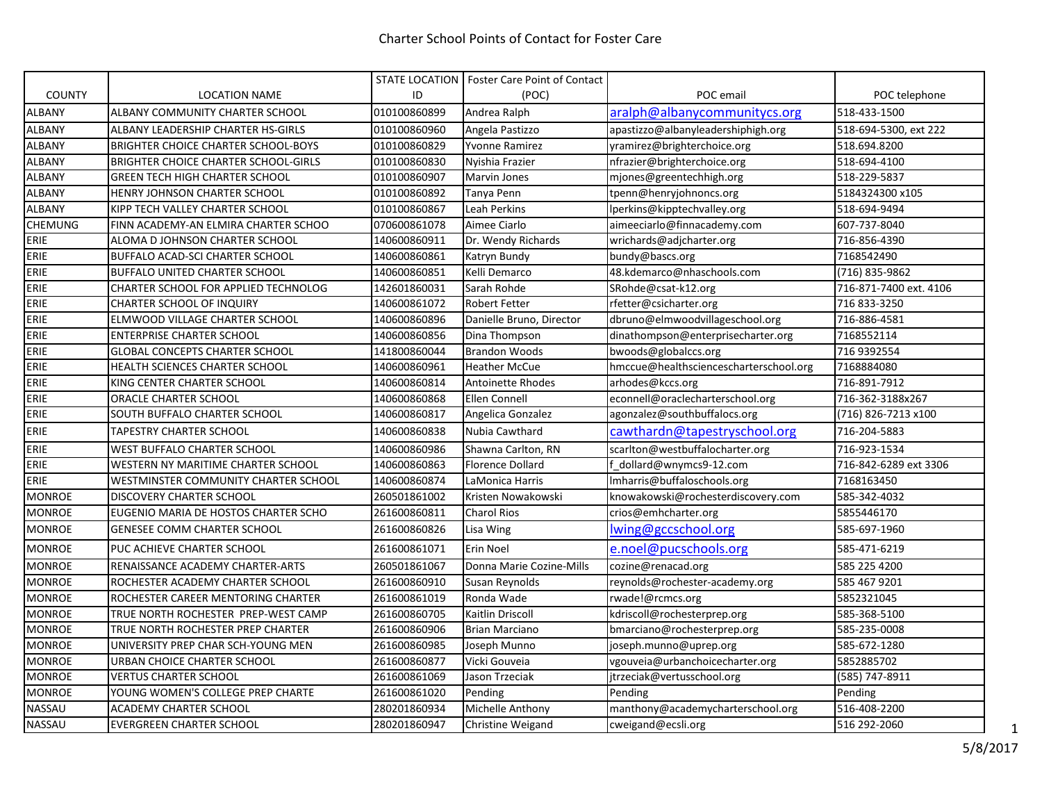# Charter School Points of Contact for Foster Care

| COUNTY | LOCATION NAME | STATE LOCATION ID | Foster Care Point of Contact (POC) | POC email | POC telephone |
|---|---|---|---|---|---|
| ALBANY | ALBANY COMMUNITY CHARTER SCHOOL | 010100860899 | Andrea Ralph | aralph@albanycommunitycs.org | 518-433-1500 |
| ALBANY | ALBANY LEADERSHIP CHARTER HS-GIRLS | 010100860960 | Angela Pastizzo | apastizzo@albanyleadershiphigh.org | 518-694-5300, ext 222 |
| ALBANY | BRIGHTER CHOICE CHARTER SCHOOL-BOYS | 010100860829 | Yvonne Ramirez | yramirez@brighterchoice.org | 518.694.8200 |
| ALBANY | BRIGHTER CHOICE CHARTER SCHOOL-GIRLS | 010100860830 | Nyishia Frazier | nfrazier@brighterchoice.org | 518-694-4100 |
| ALBANY | GREEN TECH HIGH CHARTER SCHOOL | 010100860907 | Marvin Jones | mjones@greentechhigh.org | 518-229-5837 |
| ALBANY | HENRY JOHNSON CHARTER SCHOOL | 010100860892 | Tanya Penn | tpenn@henryjohnoncs.org | 5184324300 x105 |
| ALBANY | KIPP TECH VALLEY CHARTER SCHOOL | 010100860867 | Leah Perkins | lperkins@kipptechvalley.org | 518-694-9494 |
| CHEMUNG | FINN ACADEMY-AN ELMIRA CHARTER SCHOO | 070600861078 | Aimee Ciarlo | aimeeciarlo@finnacademy.com | 607-737-8040 |
| ERIE | ALOMA D JOHNSON CHARTER SCHOOL | 140600860911 | Dr. Wendy Richards | wrichards@adjcharter.org | 716-856-4390 |
| ERIE | BUFFALO ACAD-SCI CHARTER SCHOOL | 140600860861 | Katryn Bundy | bundy@bascs.org | 7168542490 |
| ERIE | BUFFALO UNITED CHARTER SCHOOL | 140600860851 | Kelli Demarco | 48.kdemarco@nhaschools.com | (716) 835-9862 |
| ERIE | CHARTER SCHOOL FOR APPLIED TECHNOLOG | 142601860031 | Sarah Rohde | SRohde@csat-k12.org | 716-871-7400 ext. 4106 |
| ERIE | CHARTER SCHOOL OF INQUIRY | 140600861072 | Robert Fetter | rfetter@csicharter.org | 716 833-3250 |
| ERIE | ELMWOOD VILLAGE CHARTER SCHOOL | 140600860896 | Danielle Bruno, Director | dbruno@elmwoodvillageschool.org | 716-886-4581 |
| ERIE | ENTERPRISE CHARTER SCHOOL | 140600860856 | Dina Thompson | dinathompson@enterprisecharter.org | 7168552114 |
| ERIE | GLOBAL CONCEPTS CHARTER SCHOOL | 141800860044 | Brandon Woods | bwoods@globalccs.org | 716 9392554 |
| ERIE | HEALTH SCIENCES CHARTER SCHOOL | 140600860961 | Heather McCue | hmccue@healthsciencescharterschool.org | 7168884080 |
| ERIE | KING CENTER CHARTER SCHOOL | 140600860814 | Antoinette Rhodes | arhodes@kccs.org | 716-891-7912 |
| ERIE | ORACLE CHARTER SCHOOL | 140600860868 | Ellen Connell | econnell@oraclecharterschool.org | 716-362-3188x267 |
| ERIE | SOUTH BUFFALO CHARTER SCHOOL | 140600860817 | Angelica Gonzalez | agonzalez@southbuffalocs.org | (716) 826-7213 x100 |
| ERIE | TAPESTRY CHARTER SCHOOL | 140600860838 | Nubia Cawthard | cawthardn@tapestryschool.org | 716-204-5883 |
| ERIE | WEST BUFFALO CHARTER SCHOOL | 140600860986 | Shawna Carlton, RN | scarlton@westbuffalocharter.org | 716-923-1534 |
| ERIE | WESTERN NY MARITIME CHARTER SCHOOL | 140600860863 | Florence Dollard | f_dollard@wnymcs9-12.com | 716-842-6289 ext 3306 |
| ERIE | WESTMINSTER COMMUNITY CHARTER SCHOOL | 140600860874 | LaMonica Harris | lmharris@buffaloschools.org | 7168163450 |
| MONROE | DISCOVERY CHARTER SCHOOL | 260501861002 | Kristen Nowakowski | knowakowski@rochesterdiscovery.com | 585-342-4032 |
| MONROE | EUGENIO MARIA DE HOSTOS CHARTER SCHO | 261600860811 | Charol Rios | crios@emhcharter.org | 5855446170 |
| MONROE | GENESEE COMM CHARTER SCHOOL | 261600860826 | Lisa Wing | lwing@gccschool.org | 585-697-1960 |
| MONROE | PUC ACHIEVE CHARTER SCHOOL | 261600861071 | Erin Noel | e.noel@pucschools.org | 585-471-6219 |
| MONROE | RENAISSANCE ACADEMY CHARTER-ARTS | 260501861067 | Donna Marie Cozine-Mills | cozine@renacad.org | 585 225 4200 |
| MONROE | ROCHESTER ACADEMY CHARTER SCHOOL | 261600860910 | Susan Reynolds | reynolds@rochester-academy.org | 585 467 9201 |
| MONROE | ROCHESTER CAREER MENTORING CHARTER | 261600861019 | Ronda Wade | rwade!@rcmcs.org | 5852321045 |
| MONROE | TRUE NORTH ROCHESTER PREP-WEST CAMP | 261600860705 | Kaitlin Driscoll | kdriscoll@rochesterprep.org | 585-368-5100 |
| MONROE | TRUE NORTH ROCHESTER PREP CHARTER | 261600860906 | Brian Marciano | bmarciano@rochesterprep.org | 585-235-0008 |
| MONROE | UNIVERSITY PREP CHAR SCH-YOUNG MEN | 261600860985 | Joseph Munno | joseph.munno@uprep.org | 585-672-1280 |
| MONROE | URBAN CHOICE CHARTER SCHOOL | 261600860877 | Vicki Gouveia | vgouveia@urbanchoicecharter.org | 5852885702 |
| MONROE | VERTUS CHARTER SCHOOL | 261600861069 | Jason Trzeciak | jtrzeciak@vertusschool.org | (585) 747-8911 |
| MONROE | YOUNG WOMEN'S COLLEGE PREP CHARTE | 261600861020 | Pending | Pending | Pending |
| NASSAU | ACADEMY CHARTER SCHOOL | 280201860934 | Michelle Anthony | manthony@academycharterschool.org | 516-408-2200 |
| NASSAU | EVERGREEN CHARTER SCHOOL | 280201860947 | Christine Weigand | cweigand@ecsli.org | 516 292-2060 |

5/8/2017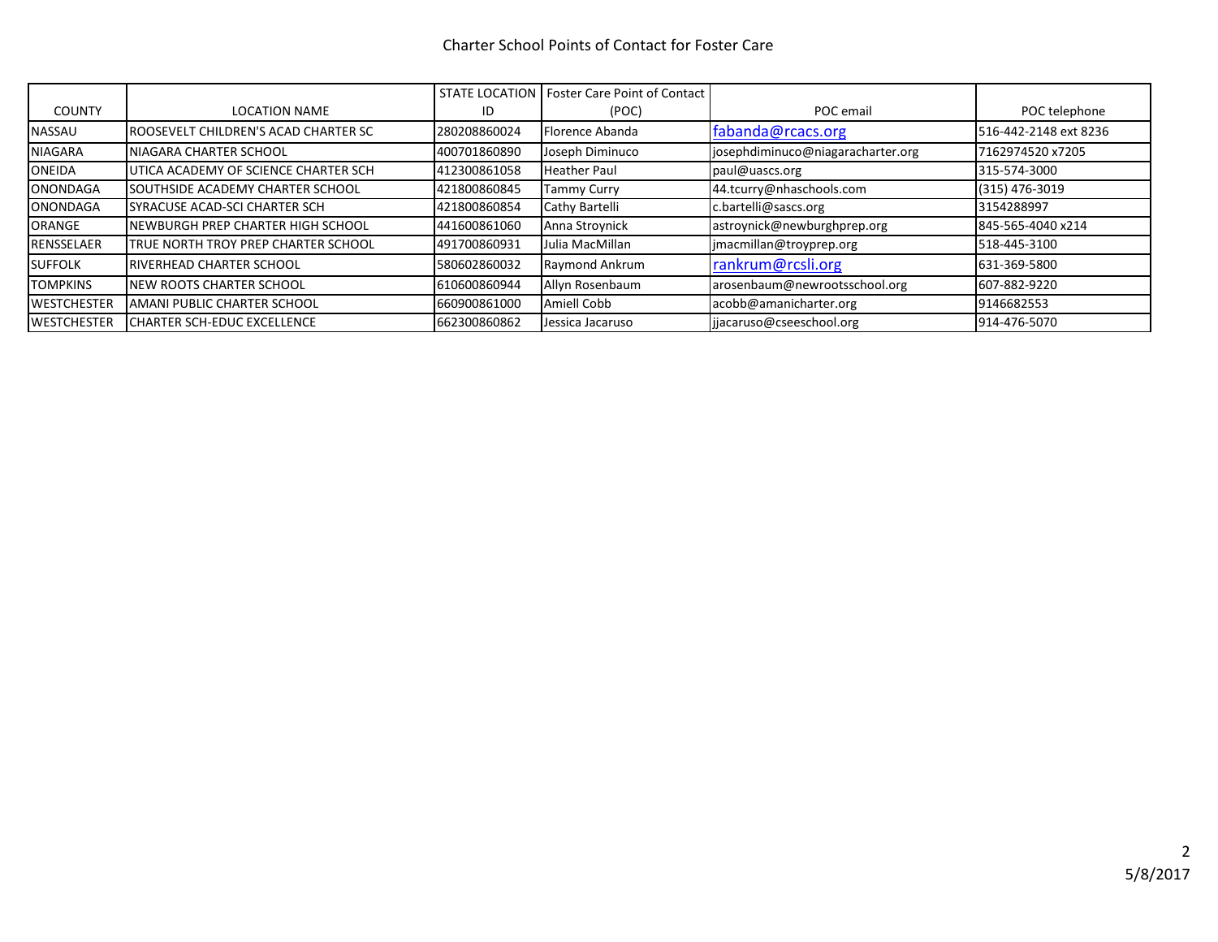Charter School Points of Contact for Foster Care

| COUNTY | LOCATION NAME | STATE LOCATION ID | Foster Care Point of Contact (POC) | POC email | POC telephone |
|---|---|---|---|---|---|
| NASSAU | ROOSEVELT CHILDREN'S ACAD CHARTER SC | 280208860024 | Florence Abanda | fabanda@rcacs.org | 516-442-2148 ext 8236 |
| NIAGARA | NIAGARA CHARTER SCHOOL | 400701860890 | Joseph Diminuco | josephdiminuco@niagaracharter.org | 7162974520 x7205 |
| ONEIDA | UTICA ACADEMY OF SCIENCE CHARTER SCH | 412300861058 | Heather Paul | paul@uascs.org | 315-574-3000 |
| ONONDAGA | SOUTHSIDE ACADEMY CHARTER SCHOOL | 421800860845 | Tammy Curry | 44.tcurry@nhaschools.com | (315) 476-3019 |
| ONONDAGA | SYRACUSE ACAD-SCI CHARTER SCH | 421800860854 | Cathy Bartelli | c.bartelli@sascs.org | 3154288997 |
| ORANGE | NEWBURGH PREP CHARTER HIGH SCHOOL | 441600861060 | Anna Stroynick | astroynick@newburghprep.org | 845-565-4040 x214 |
| RENSSELAER | TRUE NORTH TROY PREP CHARTER SCHOOL | 491700860931 | Julia MacMillan | jmacmillan@troyprep.org | 518-445-3100 |
| SUFFOLK | RIVERHEAD CHARTER SCHOOL | 580602860032 | Raymond Ankrum | rankrum@rcsli.org | 631-369-5800 |
| TOMPKINS | NEW ROOTS CHARTER SCHOOL | 610600860944 | Allyn Rosenbaum | arosenbaum@newrootsschool.org | 607-882-9220 |
| WESTCHESTER | AMANI PUBLIC CHARTER SCHOOL | 660900861000 | Amiell Cobb | acobb@amanicharter.org | 9146682553 |
| WESTCHESTER | CHARTER SCH-EDUC EXCELLENCE | 662300860862 | Jessica Jacaruso | jjacaruso@cseeschool.org | 914-476-5070 |

5/8/2017